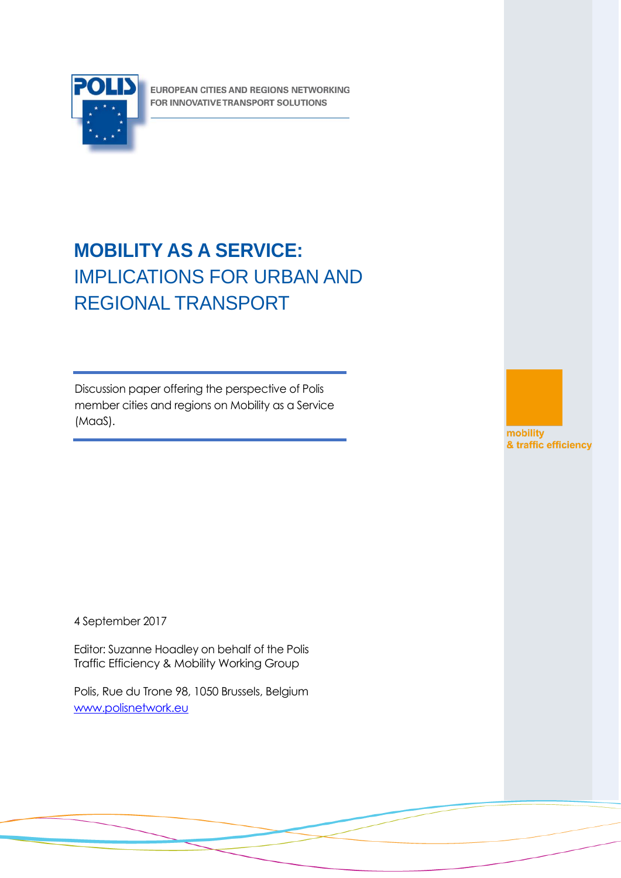POLIS

EUROPEAN CITIES AND REGIONS NETWORKING
FOR INNOVATIVE TRANSPORT SOLUTIONS

# MOBILITY AS A SERVICE: IMPLICATIONS FOR URBAN AND REGIONAL TRANSPORT

Discussion paper offering the perspective of Polis member cities and regions on Mobility as a Service (MaaS).

mobility
& traffic efficiency

4 September 2017

Editor: Suzanne Hoadley on behalf of the Polis Traffic Efficiency & Mobility Working Group

Polis, Rue du Trone 98, 1050 Brussels, Belgium
www.polisnetwork.eu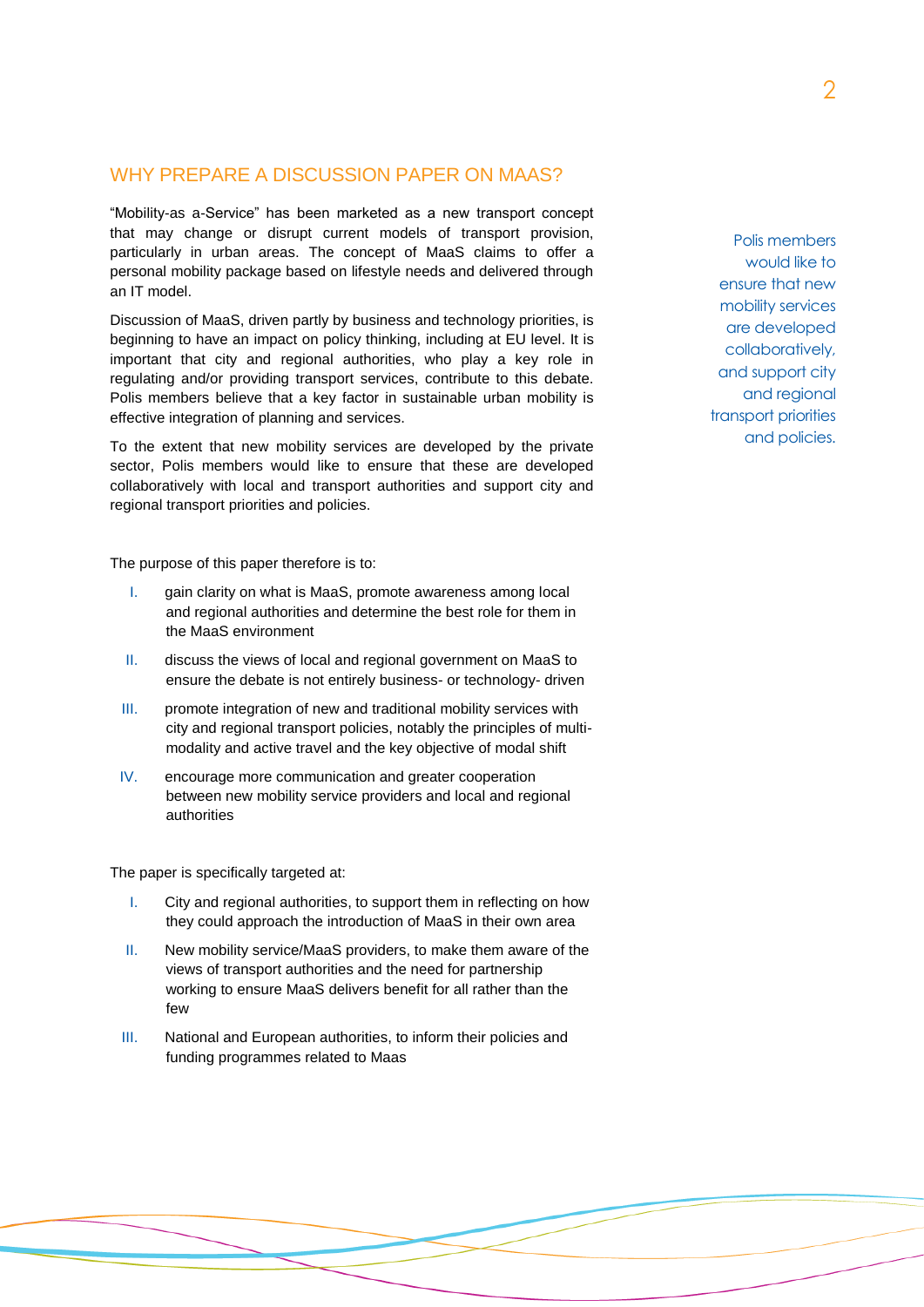## WHY PREPARE A DISCUSSION PAPER ON MAAS?

"Mobility-as a-Service" has been marketed as a new transport concept that may change or disrupt current models of transport provision, particularly in urban areas. The concept of MaaS claims to offer a personal mobility package based on lifestyle needs and delivered through an IT model.

Discussion of MaaS, driven partly by business and technology priorities, is beginning to have an impact on policy thinking, including at EU level. It is important that city and regional authorities, who play a key role in regulating and/or providing transport services, contribute to this debate. Polis members believe that a key factor in sustainable urban mobility is effective integration of planning and services.

To the extent that new mobility services are developed by the private sector, Polis members would like to ensure that these are developed collaboratively with local and transport authorities and support city and regional transport priorities and policies.

*Polis members would like to ensure that new mobility services are developed collaboratively, and support city and regional transport priorities and policies.*

The purpose of this paper therefore is to:

I. gain clarity on what is MaaS, promote awareness among local and regional authorities and determine the best role for them in the MaaS environment

II. discuss the views of local and regional government on MaaS to ensure the debate is not entirely business- or technology- driven

III. promote integration of new and traditional mobility services with city and regional transport policies, notably the principles of multi-modality and active travel and the key objective of modal shift

IV. encourage more communication and greater cooperation between new mobility service providers and local and regional authorities

The paper is specifically targeted at:

I. City and regional authorities, to support them in reflecting on how they could approach the introduction of MaaS in their own area

II. New mobility service/MaaS providers, to make them aware of the views of transport authorities and the need for partnership working to ensure MaaS delivers benefit for all rather than the few

III. National and European authorities, to inform their policies and funding programmes related to Maas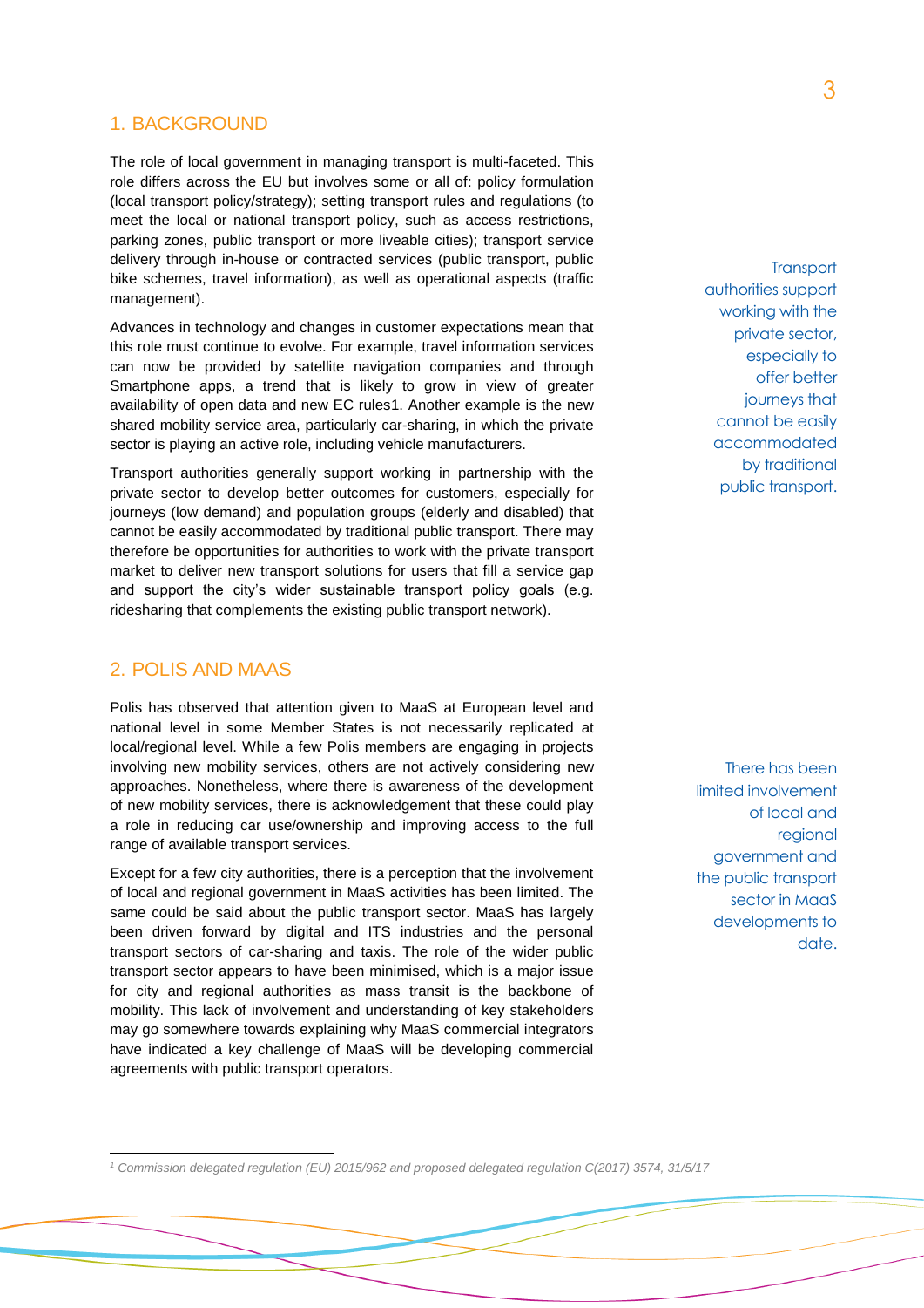## 1. BACKGROUND

The role of local government in managing transport is multi-faceted. This role differs across the EU but involves some or all of: policy formulation (local transport policy/strategy); setting transport rules and regulations (to meet the local or national transport policy, such as access restrictions, parking zones, public transport or more liveable cities); transport service delivery through in-house or contracted services (public transport, public bike schemes, travel information), as well as operational aspects (traffic management).

Advances in technology and changes in customer expectations mean that this role must continue to evolve. For example, travel information services can now be provided by satellite navigation companies and through Smartphone apps, a trend that is likely to grow in view of greater availability of open data and new EC rules[1]. Another example is the new shared mobility service area, particularly car-sharing, in which the private sector is playing an active role, including vehicle manufacturers.

Transport authorities generally support working in partnership with the private sector to develop better outcomes for customers, especially for journeys (low demand) and population groups (elderly and disabled) that cannot be easily accommodated by traditional public transport. There may therefore be opportunities for authorities to work with the private transport market to deliver new transport solutions for users that fill a service gap and support the city's wider sustainable transport policy goals (e.g. ridesharing that complements the existing public transport network).

*Transport authorities support working with the private sector, especially to offer better journeys that cannot be easily accommodated by traditional public transport.*

## 2. POLIS AND MAAS

Polis has observed that attention given to MaaS at European level and national level in some Member States is not necessarily replicated at local/regional level. While a few Polis members are engaging in projects involving new mobility services, others are not actively considering new approaches. Nonetheless, where there is awareness of the development of new mobility services, there is acknowledgement that these could play a role in reducing car use/ownership and improving access to the full range of available transport services.

Except for a few city authorities, there is a perception that the involvement of local and regional government in MaaS activities has been limited. The same could be said about the public transport sector. MaaS has largely been driven forward by digital and ITS industries and the personal transport sectors of car-sharing and taxis. The role of the wider public transport sector appears to have been minimised, which is a major issue for city and regional authorities as mass transit is the backbone of mobility. This lack of involvement and understanding of key stakeholders may go somewhere towards explaining why MaaS commercial integrators have indicated a key challenge of MaaS will be developing commercial agreements with public transport operators.

*There has been limited involvement of local and regional government and the public transport sector in MaaS developments to date.*

---

[1] *Commission delegated regulation (EU) 2015/962 and proposed delegated regulation C(2017) 3574, 31/5/17*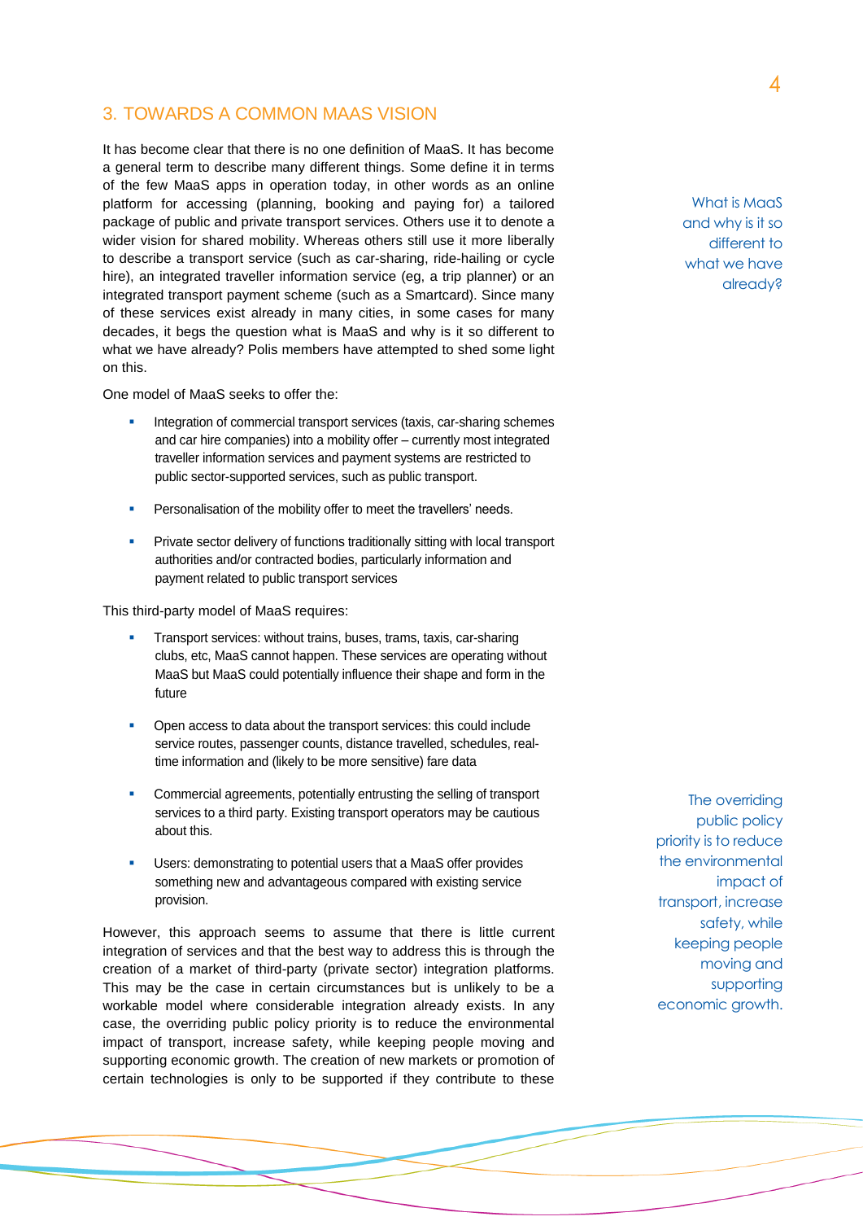## 3. TOWARDS A COMMON MAAS VISION

It has become clear that there is no one definition of MaaS. It has become a general term to describe many different things. Some define it in terms of the few MaaS apps in operation today, in other words as an online platform for accessing (planning, booking and paying for) a tailored package of public and private transport services. Others use it to denote a wider vision for shared mobility. Whereas others still use it more liberally to describe a transport service (such as car-sharing, ride-hailing or cycle hire), an integrated traveller information service (eg, a trip planner) or an integrated transport payment scheme (such as a Smartcard). Since many of these services exist already in many cities, in some cases for many decades, it begs the question what is MaaS and why is it so different to what we have already? Polis members have attempted to shed some light on this.

*What is MaaS and why is it so different to what we have already?*

One model of MaaS seeks to offer the:

- Integration of commercial transport services (taxis, car-sharing schemes and car hire companies) into a mobility offer – currently most integrated traveller information services and payment systems are restricted to public sector-supported services, such as public transport.
- Personalisation of the mobility offer to meet the travellers' needs.
- Private sector delivery of functions traditionally sitting with local transport authorities and/or contracted bodies, particularly information and payment related to public transport services

This third-party model of MaaS requires:

- Transport services: without trains, buses, trams, taxis, car-sharing clubs, etc, MaaS cannot happen. These services are operating without MaaS but MaaS could potentially influence their shape and form in the future
- Open access to data about the transport services: this could include service routes, passenger counts, distance travelled, schedules, real-time information and (likely to be more sensitive) fare data
- Commercial agreements, potentially entrusting the selling of transport services to a third party. Existing transport operators may be cautious about this.
- Users: demonstrating to potential users that a MaaS offer provides something new and advantageous compared with existing service provision.

*The overriding public policy priority is to reduce the environmental impact of transport, increase safety, while keeping people moving and supporting economic growth.*

However, this approach seems to assume that there is little current integration of services and that the best way to address this is through the creation of a market of third-party (private sector) integration platforms. This may be the case in certain circumstances but is unlikely to be a workable model where considerable integration already exists. In any case, the overriding public policy priority is to reduce the environmental impact of transport, increase safety, while keeping people moving and supporting economic growth. The creation of new markets or promotion of certain technologies is only to be supported if they contribute to these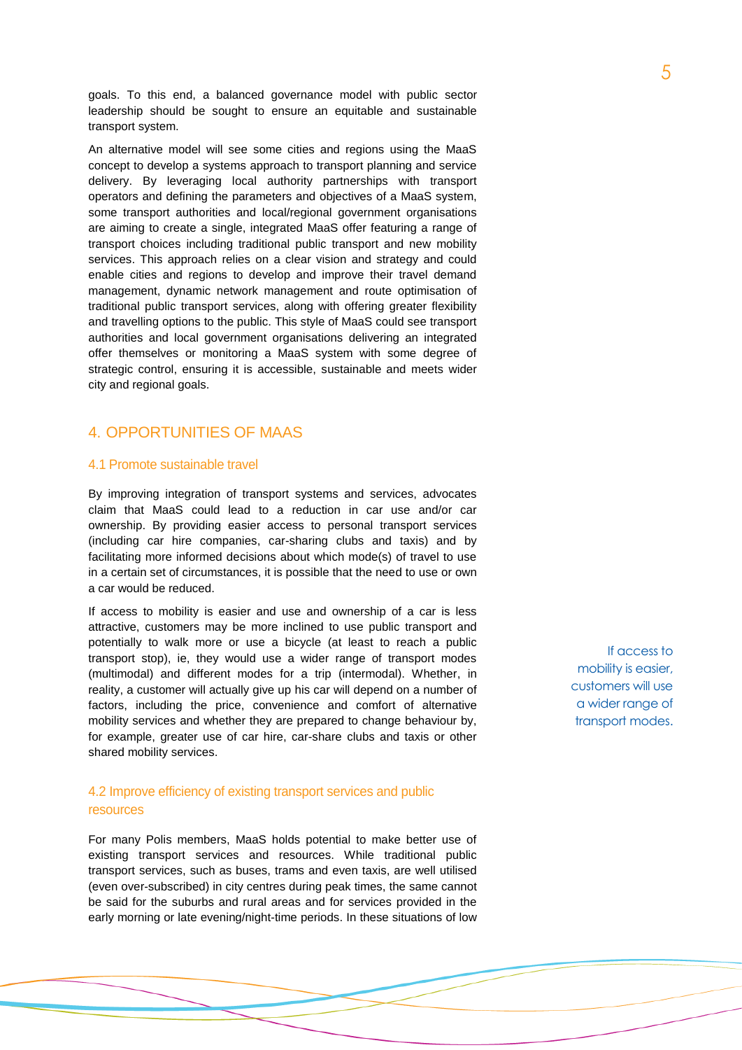goals. To this end, a balanced governance model with public sector leadership should be sought to ensure an equitable and sustainable transport system.

An alternative model will see some cities and regions using the MaaS concept to develop a systems approach to transport planning and service delivery. By leveraging local authority partnerships with transport operators and defining the parameters and objectives of a MaaS system, some transport authorities and local/regional government organisations are aiming to create a single, integrated MaaS offer featuring a range of transport choices including traditional public transport and new mobility services. This approach relies on a clear vision and strategy and could enable cities and regions to develop and improve their travel demand management, dynamic network management and route optimisation of traditional public transport services, along with offering greater flexibility and travelling options to the public. This style of MaaS could see transport authorities and local government organisations delivering an integrated offer themselves or monitoring a MaaS system with some degree of strategic control, ensuring it is accessible, sustainable and meets wider city and regional goals.

## 4. OPPORTUNITIES OF MAAS

### 4.1 Promote sustainable travel

By improving integration of transport systems and services, advocates claim that MaaS could lead to a reduction in car use and/or car ownership. By providing easier access to personal transport services (including car hire companies, car-sharing clubs and taxis) and by facilitating more informed decisions about which mode(s) of travel to use in a certain set of circumstances, it is possible that the need to use or own a car would be reduced.

If access to mobility is easier and use and ownership of a car is less attractive, customers may be more inclined to use public transport and potentially to walk more or use a bicycle (at least to reach a public transport stop), ie, they would use a wider range of transport modes (multimodal) and different modes for a trip (intermodal). Whether, in reality, a customer will actually give up his car will depend on a number of factors, including the price, convenience and comfort of alternative mobility services and whether they are prepared to change behaviour by, for example, greater use of car hire, car-share clubs and taxis or other shared mobility services.

> If access to mobility is easier, customers will use a wider range of transport modes.

### 4.2 Improve efficiency of existing transport services and public resources

For many Polis members, MaaS holds potential to make better use of existing transport services and resources. While traditional public transport services, such as buses, trams and even taxis, are well utilised (even over-subscribed) in city centres during peak times, the same cannot be said for the suburbs and rural areas and for services provided in the early morning or late evening/night-time periods. In these situations of low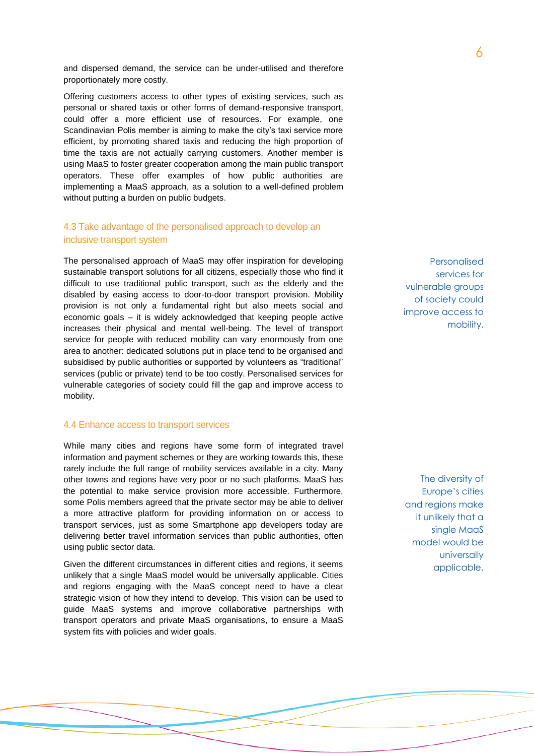and dispersed demand, the service can be under-utilised and therefore proportionately more costly.

Offering customers access to other types of existing services, such as personal or shared taxis or other forms of demand-responsive transport, could offer a more efficient use of resources. For example, one Scandinavian Polis member is aiming to make the city's taxi service more efficient, by promoting shared taxis and reducing the high proportion of time the taxis are not actually carrying customers. Another member is using MaaS to foster greater cooperation among the main public transport operators. These offer examples of how public authorities are implementing a MaaS approach, as a solution to a well-defined problem without putting a burden on public budgets.

### 4.3 Take advantage of the personalised approach to develop an inclusive transport system

The personalised approach of MaaS may offer inspiration for developing sustainable transport solutions for all citizens, especially those who find it difficult to use traditional public transport, such as the elderly and the disabled by easing access to door-to-door transport provision. Mobility provision is not only a fundamental right but also meets social and economic goals – it is widely acknowledged that keeping people active increases their physical and mental well-being. The level of transport service for people with reduced mobility can vary enormously from one area to another: dedicated solutions put in place tend to be organised and subsidised by public authorities or supported by volunteers as "traditional" services (public or private) tend to be too costly. Personalised services for vulnerable categories of society could fill the gap and improve access to mobility.

*Personalised services for vulnerable groups of society could improve access to mobility.*

### 4.4 Enhance access to transport services

While many cities and regions have some form of integrated travel information and payment schemes or they are working towards this, these rarely include the full range of mobility services available in a city. Many other towns and regions have very poor or no such platforms. MaaS has the potential to make service provision more accessible. Furthermore, some Polis members agreed that the private sector may be able to deliver a more attractive platform for providing information on or access to transport services, just as some Smartphone app developers today are delivering better travel information services than public authorities, often using public sector data.

Given the different circumstances in different cities and regions, it seems unlikely that a single MaaS model would be universally applicable. Cities and regions engaging with the MaaS concept need to have a clear strategic vision of how they intend to develop. This vision can be used to guide MaaS systems and improve collaborative partnerships with transport operators and private MaaS organisations, to ensure a MaaS system fits with policies and wider goals.

*The diversity of Europe's cities and regions make it unlikely that a single MaaS model would be universally applicable.*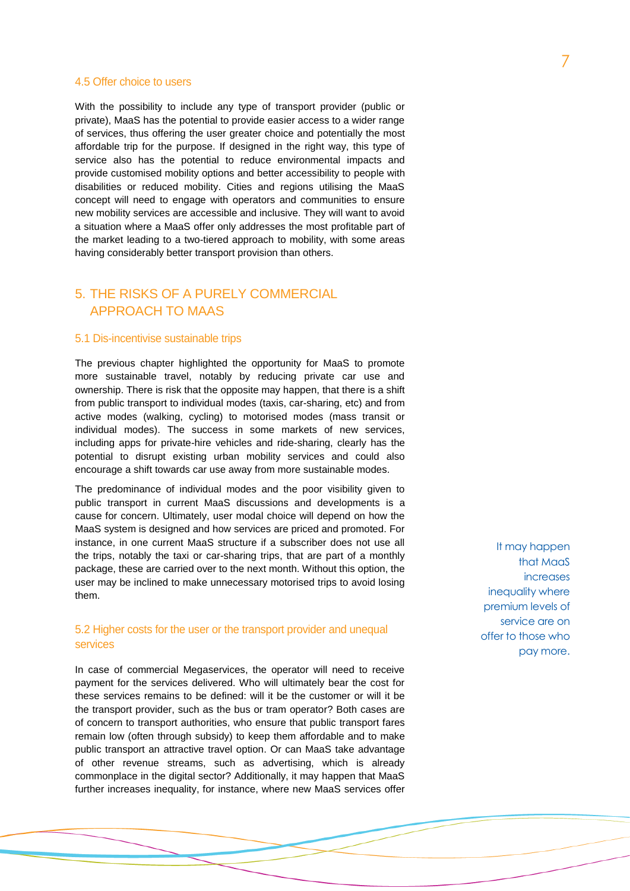### 4.5 Offer choice to users

With the possibility to include any type of transport provider (public or private), MaaS has the potential to provide easier access to a wider range of services, thus offering the user greater choice and potentially the most affordable trip for the purpose. If designed in the right way, this type of service also has the potential to reduce environmental impacts and provide customised mobility options and better accessibility to people with disabilities or reduced mobility. Cities and regions utilising the MaaS concept will need to engage with operators and communities to ensure new mobility services are accessible and inclusive. They will want to avoid a situation where a MaaS offer only addresses the most profitable part of the market leading to a two-tiered approach to mobility, with some areas having considerably better transport provision than others.

## 5. THE RISKS OF A PURELY COMMERCIAL APPROACH TO MAAS

### 5.1 Dis-incentivise sustainable trips

The previous chapter highlighted the opportunity for MaaS to promote more sustainable travel, notably by reducing private car use and ownership. There is risk that the opposite may happen, that there is a shift from public transport to individual modes (taxis, car-sharing, etc) and from active modes (walking, cycling) to motorised modes (mass transit or individual modes). The success in some markets of new services, including apps for private-hire vehicles and ride-sharing, clearly has the potential to disrupt existing urban mobility services and could also encourage a shift towards car use away from more sustainable modes.

The predominance of individual modes and the poor visibility given to public transport in current MaaS discussions and developments is a cause for concern. Ultimately, user modal choice will depend on how the MaaS system is designed and how services are priced and promoted. For instance, in one current MaaS structure if a subscriber does not use all the trips, notably the taxi or car-sharing trips, that are part of a monthly package, these are carried over to the next month. Without this option, the user may be inclined to make unnecessary motorised trips to avoid losing them.

> It may happen that MaaS increases inequality where premium levels of service are on offer to those who pay more.

### 5.2 Higher costs for the user or the transport provider and unequal services

In case of commercial Megaservices, the operator will need to receive payment for the services delivered. Who will ultimately bear the cost for these services remains to be defined: will it be the customer or will it be the transport provider, such as the bus or tram operator? Both cases are of concern to transport authorities, who ensure that public transport fares remain low (often through subsidy) to keep them affordable and to make public transport an attractive travel option. Or can MaaS take advantage of other revenue streams, such as advertising, which is already commonplace in the digital sector? Additionally, it may happen that MaaS further increases inequality, for instance, where new MaaS services offer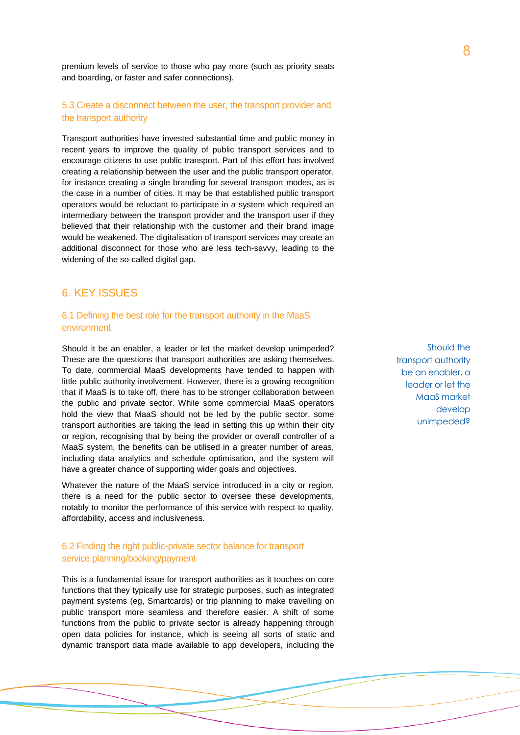premium levels of service to those who pay more (such as priority seats and boarding, or faster and safer connections).

### 5.3 Create a disconnect between the user, the transport provider and the transport authority

Transport authorities have invested substantial time and public money in recent years to improve the quality of public transport services and to encourage citizens to use public transport. Part of this effort has involved creating a relationship between the user and the public transport operator, for instance creating a single branding for several transport modes, as is the case in a number of cities. It may be that established public transport operators would be reluctant to participate in a system which required an intermediary between the transport provider and the transport user if they believed that their relationship with the customer and their brand image would be weakened. The digitalisation of transport services may create an additional disconnect for those who are less tech-savvy, leading to the widening of the so-called digital gap.

## 6. KEY ISSUES

### 6.1 Defining the best role for the transport authority in the MaaS environment

Should it be an enabler, a leader or let the market develop unimpeded? These are the questions that transport authorities are asking themselves. To date, commercial MaaS developments have tended to happen with little public authority involvement. However, there is a growing recognition that if MaaS is to take off, there has to be stronger collaboration between the public and private sector. While some commercial MaaS operators hold the view that MaaS should not be led by the public sector, some transport authorities are taking the lead in setting this up within their city or region, recognising that by being the provider or overall controller of a MaaS system, the benefits can be utilised in a greater number of areas, including data analytics and schedule optimisation, and the system will have a greater chance of supporting wider goals and objectives.

*Should the transport authority be an enabler, a leader or let the MaaS market develop unimpeded?*

Whatever the nature of the MaaS service introduced in a city or region, there is a need for the public sector to oversee these developments, notably to monitor the performance of this service with respect to quality, affordability, access and inclusiveness.

### 6.2 Finding the right public-private sector balance for transport service planning/booking/payment

This is a fundamental issue for transport authorities as it touches on core functions that they typically use for strategic purposes, such as integrated payment systems (eg, Smartcards) or trip planning to make travelling on public transport more seamless and therefore easier. A shift of some functions from the public to private sector is already happening through open data policies for instance, which is seeing all sorts of static and dynamic transport data made available to app developers, including the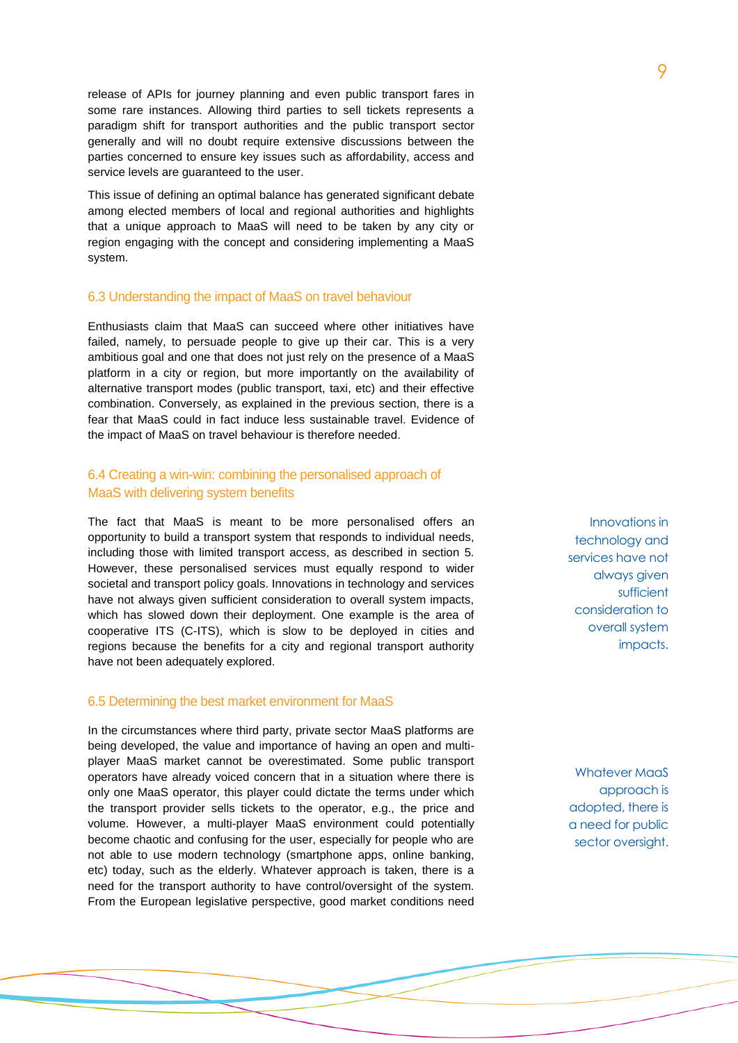release of APIs for journey planning and even public transport fares in some rare instances. Allowing third parties to sell tickets represents a paradigm shift for transport authorities and the public transport sector generally and will no doubt require extensive discussions between the parties concerned to ensure key issues such as affordability, access and service levels are guaranteed to the user.

This issue of defining an optimal balance has generated significant debate among elected members of local and regional authorities and highlights that a unique approach to MaaS will need to be taken by any city or region engaging with the concept and considering implementing a MaaS system.

## 6.3 Understanding the impact of MaaS on travel behaviour

Enthusiasts claim that MaaS can succeed where other initiatives have failed, namely, to persuade people to give up their car. This is a very ambitious goal and one that does not just rely on the presence of a MaaS platform in a city or region, but more importantly on the availability of alternative transport modes (public transport, taxi, etc) and their effective combination. Conversely, as explained in the previous section, there is a fear that MaaS could in fact induce less sustainable travel. Evidence of the impact of MaaS on travel behaviour is therefore needed.

## 6.4 Creating a win-win: combining the personalised approach of MaaS with delivering system benefits

The fact that MaaS is meant to be more personalised offers an opportunity to build a transport system that responds to individual needs, including those with limited transport access, as described in section 5. However, these personalised services must equally respond to wider societal and transport policy goals. Innovations in technology and services have not always given sufficient consideration to overall system impacts, which has slowed down their deployment. One example is the area of cooperative ITS (C-ITS), which is slow to be deployed in cities and regions because the benefits for a city and regional transport authority have not been adequately explored.

*Innovations in technology and services have not always given sufficient consideration to overall system impacts.*

## 6.5 Determining the best market environment for MaaS

In the circumstances where third party, private sector MaaS platforms are being developed, the value and importance of having an open and multi-player MaaS market cannot be overestimated. Some public transport operators have already voiced concern that in a situation where there is only one MaaS operator, this player could dictate the terms under which the transport provider sells tickets to the operator, e.g., the price and volume. However, a multi-player MaaS environment could potentially become chaotic and confusing for the user, especially for people who are not able to use modern technology (smartphone apps, online banking, etc) today, such as the elderly. Whatever approach is taken, there is a need for the transport authority to have control/oversight of the system. From the European legislative perspective, good market conditions need

*Whatever MaaS approach is adopted, there is a need for public sector oversight.*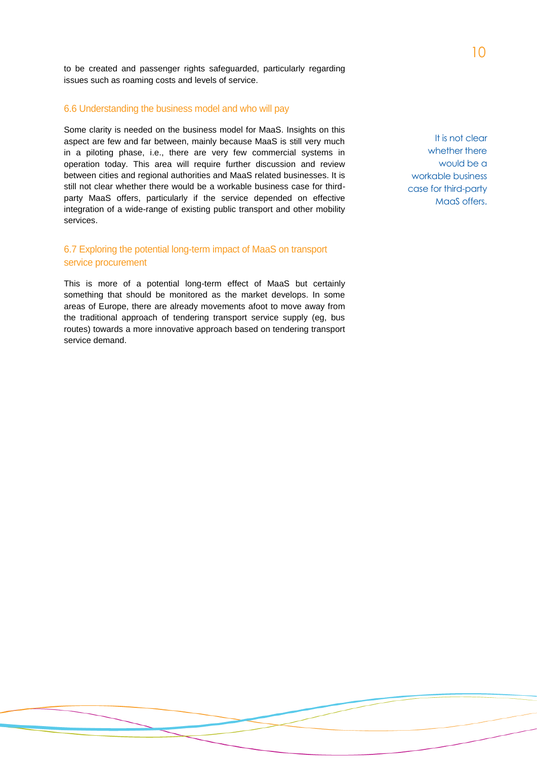to be created and passenger rights safeguarded, particularly regarding issues such as roaming costs and levels of service.

### 6.6 Understanding the business model and who will pay

Some clarity is needed on the business model for MaaS. Insights on this aspect are few and far between, mainly because MaaS is still very much in a piloting phase, i.e., there are very few commercial systems in operation today. This area will require further discussion and review between cities and regional authorities and MaaS related businesses. It is still not clear whether there would be a workable business case for third-party MaaS offers, particularly if the service depended on effective integration of a wide-range of existing public transport and other mobility services.

It is not clear whether there would be a workable business case for third-party MaaS offers.

### 6.7 Exploring the potential long-term impact of MaaS on transport service procurement

This is more of a potential long-term effect of MaaS but certainly something that should be monitored as the market develops. In some areas of Europe, there are already movements afoot to move away from the traditional approach of tendering transport service supply (eg, bus routes) towards a more innovative approach based on tendering transport service demand.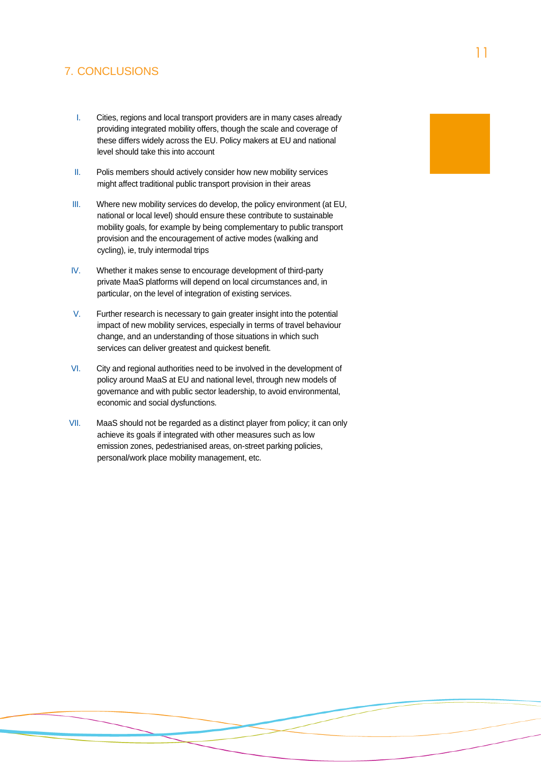## 7. CONCLUSIONS

I. Cities, regions and local transport providers are in many cases already providing integrated mobility offers, though the scale and coverage of these differs widely across the EU. Policy makers at EU and national level should take this into account

II. Polis members should actively consider how new mobility services might affect traditional public transport provision in their areas

III. Where new mobility services do develop, the policy environment (at EU, national or local level) should ensure these contribute to sustainable mobility goals, for example by being complementary to public transport provision and the encouragement of active modes (walking and cycling), ie, truly intermodal trips

IV. Whether it makes sense to encourage development of third-party private MaaS platforms will depend on local circumstances and, in particular, on the level of integration of existing services.

V. Further research is necessary to gain greater insight into the potential impact of new mobility services, especially in terms of travel behaviour change, and an understanding of those situations in which such services can deliver greatest and quickest benefit.

VI. City and regional authorities need to be involved in the development of policy around MaaS at EU and national level, through new models of governance and with public sector leadership, to avoid environmental, economic and social dysfunctions.

VII. MaaS should not be regarded as a distinct player from policy; it can only achieve its goals if integrated with other measures such as low emission zones, pedestrianised areas, on-street parking policies, personal/work place mobility management, etc.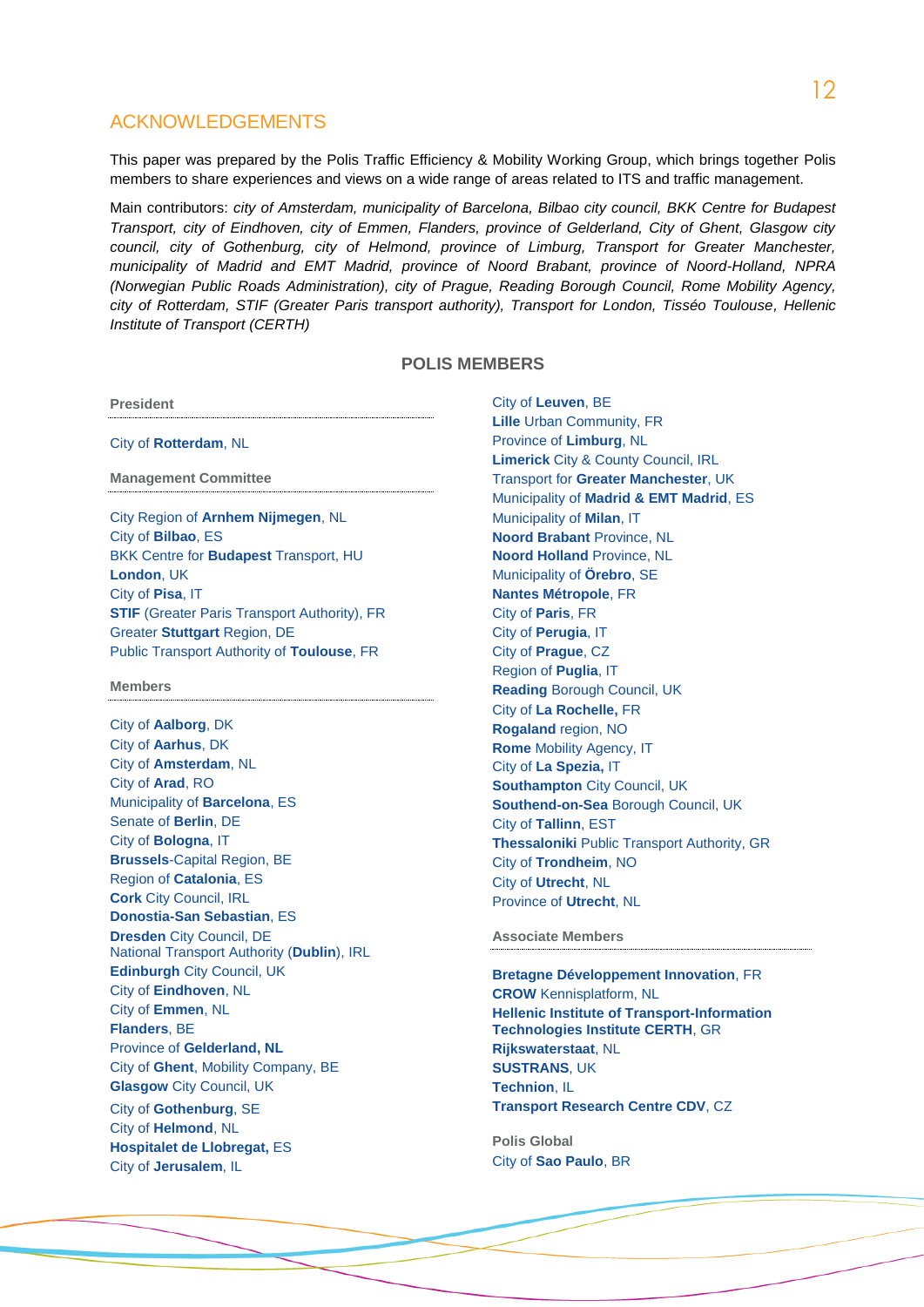## ACKNOWLEDGEMENTS

This paper was prepared by the Polis Traffic Efficiency & Mobility Working Group, which brings together Polis members to share experiences and views on a wide range of areas related to ITS and traffic management.

Main contributors: *city of Amsterdam, municipality of Barcelona, Bilbao city council, BKK Centre for Budapest Transport, city of Eindhoven, city of Emmen, Flanders, province of Gelderland, City of Ghent, Glasgow city council, city of Gothenburg, city of Helmond, province of Limburg, Transport for Greater Manchester, municipality of Madrid and EMT Madrid, province of Noord Brabant, province of Noord-Holland, NPRA (Norwegian Public Roads Administration), city of Prague, Reading Borough Council, Rome Mobility Agency, city of Rotterdam, STIF (Greater Paris transport authority), Transport for London, Tisséo Toulouse, Hellenic Institute of Transport (CERTH)*

### POLIS MEMBERS

**President**

City of **Rotterdam**, NL

**Management Committee**

City Region of **Arnhem Nijmegen**, NL
City of **Bilbao**, ES
BKK Centre for **Budapest** Transport, HU
**London**, UK
City of **Pisa**, IT
**STIF** (Greater Paris Transport Authority), FR
Greater **Stuttgart** Region, DE
Public Transport Authority of **Toulouse**, FR

**Members**

City of **Aalborg**, DK
City of **Aarhus**, DK
City of **Amsterdam**, NL
City of **Arad**, RO
Municipality of **Barcelona**, ES
Senate of **Berlin**, DE
City of **Bologna**, IT
**Brussels**-Capital Region, BE
Region of **Catalonia**, ES
**Cork** City Council, IRL
**Donostia-San Sebastian**, ES
**Dresden** City Council, DE
National Transport Authority (**Dublin**), IRL
**Edinburgh** City Council, UK
City of **Eindhoven**, NL
City of **Emmen**, NL
**Flanders**, BE
Province of **Gelderland, NL**
City of **Ghent**, Mobility Company, BE
**Glasgow** City Council, UK
City of **Gothenburg**, SE
City of **Helmond**, NL
**Hospitalet de Llobregat,** ES
City of **Jerusalem**, IL
City of **Leuven**, BE
**Lille** Urban Community, FR
Province of **Limburg**, NL
**Limerick** City & County Council, IRL
Transport for **Greater Manchester**, UK
Municipality of **Madrid & EMT Madrid**, ES
Municipality of **Milan**, IT
**Noord Brabant** Province, NL
**Noord Holland** Province, NL
Municipality of **Örebro**, SE
**Nantes Métropole**, FR
City of **Paris**, FR
City of **Perugia**, IT
City of **Prague**, CZ
Region of **Puglia**, IT
**Reading** Borough Council, UK
City of **La Rochelle,** FR
**Rogaland** region, NO
**Rome** Mobility Agency, IT
City of **La Spezia,** IT
**Southampton** City Council, UK
**Southend-on-Sea** Borough Council, UK
City of **Tallinn**, EST
**Thessaloniki** Public Transport Authority, GR
City of **Trondheim**, NO
City of **Utrecht**, NL
Province of **Utrecht**, NL

**Associate Members**

**Bretagne Développement Innovation**, FR
**CROW** Kennisplatform, NL
**Hellenic Institute of Transport-Information Technologies Institute CERTH**, GR
**Rijkswaterstaat**, NL
**SUSTRANS**, UK
**Technion**, IL
**Transport Research Centre CDV**, CZ

**Polis Global**

City of **Sao Paulo**, BR